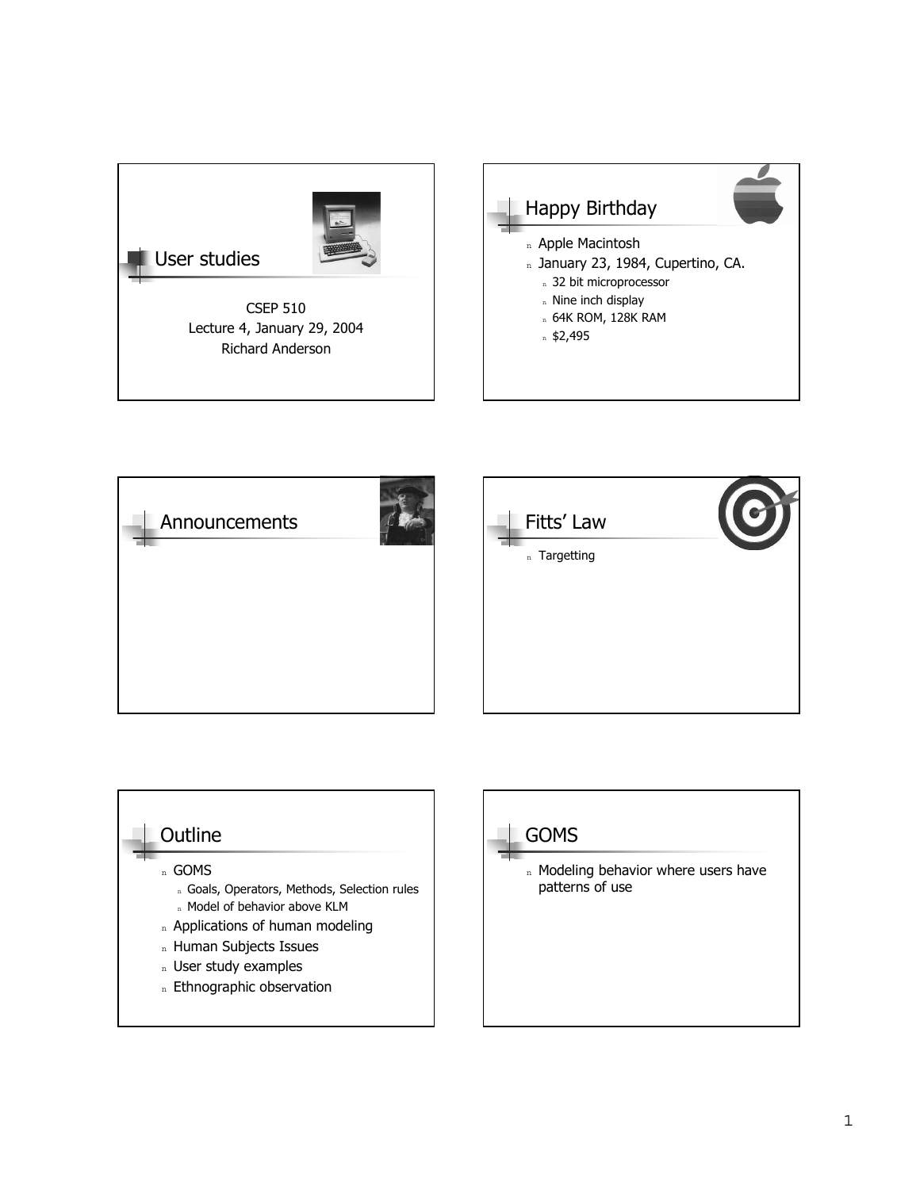## User studies

CSEP 510
Lecture 4, January 29, 2004
Richard Anderson

## Happy Birthday

- Apple Macintosh
- January 23, 1984, Cupertino, CA.
  - 32 bit microprocessor
  - Nine inch display
  - 64K ROM, 128K RAM
  - $2,495

## Announcements

## Fitts' Law

- Targetting

## Outline

- GOMS
  - Goals, Operators, Methods, Selection rules
  - Model of behavior above KLM
- Applications of human modeling
- Human Subjects Issues
- User study examples
- Ethnographic observation

## GOMS

- Modeling behavior where users have patterns of use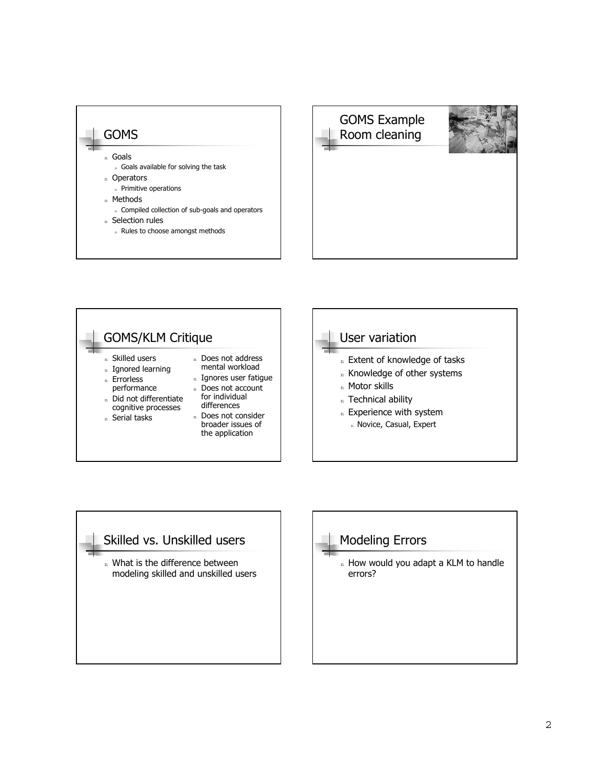## GOMS

- Goals
  - Goals available for solving the task
- Operators
  - Primitive operations
- Methods
  - Compiled collection of sub-goals and operators
- Selection rules
  - Rules to choose amongst methods

## GOMS Example Room cleaning

## GOMS/KLM Critique

- Skilled users
- Ignored learning
- Errorless performance
- Did not differentiate cognitive processes
- Serial tasks
- Does not address mental workload
- Ignores user fatigue
- Does not account for individual differences
- Does not consider broader issues of the application

## User variation

- Extent of knowledge of tasks
- Knowledge of other systems
- Motor skills
- Technical ability
- Experience with system
  - Novice, Casual, Expert

## Skilled vs. Unskilled users

- What is the difference between modeling skilled and unskilled users

## Modeling Errors

- How would you adapt a KLM to handle errors?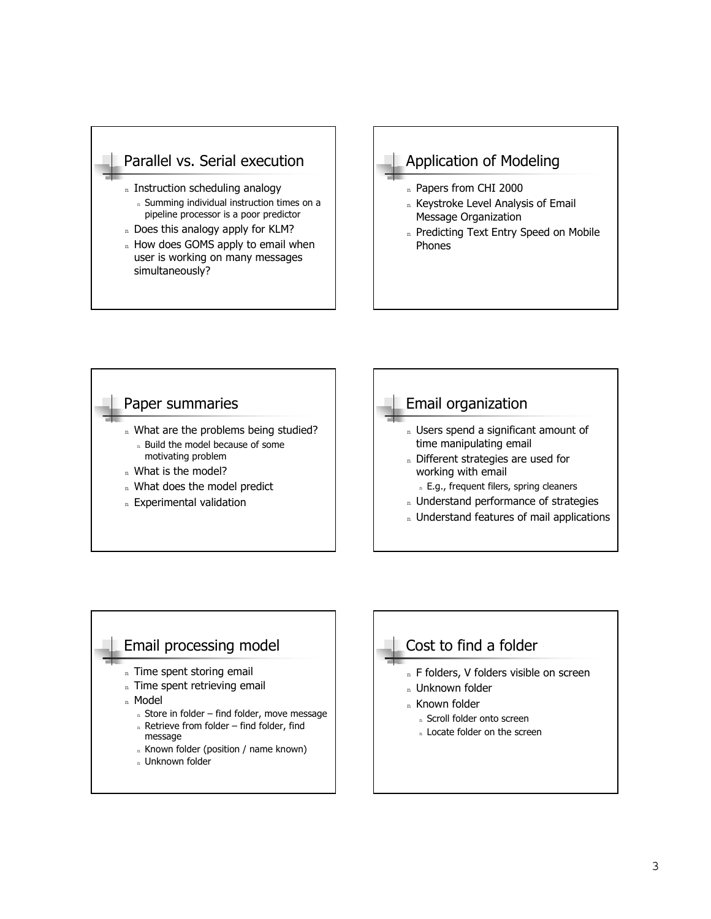## Parallel vs. Serial execution

- Instruction scheduling analogy
  - Summing individual instruction times on a pipeline processor is a poor predictor
- Does this analogy apply for KLM?
- How does GOMS apply to email when user is working on many messages simultaneously?

## Application of Modeling

- Papers from CHI 2000
- Keystroke Level Analysis of Email Message Organization
- Predicting Text Entry Speed on Mobile Phones

## Paper summaries

- What are the problems being studied?
  - Build the model because of some motivating problem
- What is the model?
- What does the model predict
- Experimental validation

## Email organization

- Users spend a significant amount of time manipulating email
- Different strategies are used for working with email
  - E.g., frequent filers, spring cleaners
- Understand performance of strategies
- Understand features of mail applications

## Email processing model

- Time spent storing email
- Time spent retrieving email
- Model
  - Store in folder – find folder, move message
  - Retrieve from folder – find folder, find message
  - Known folder (position / name known)
  - Unknown folder

## Cost to find a folder

- F folders, V folders visible on screen
- Unknown folder
- Known folder
  - Scroll folder onto screen
  - Locate folder on the screen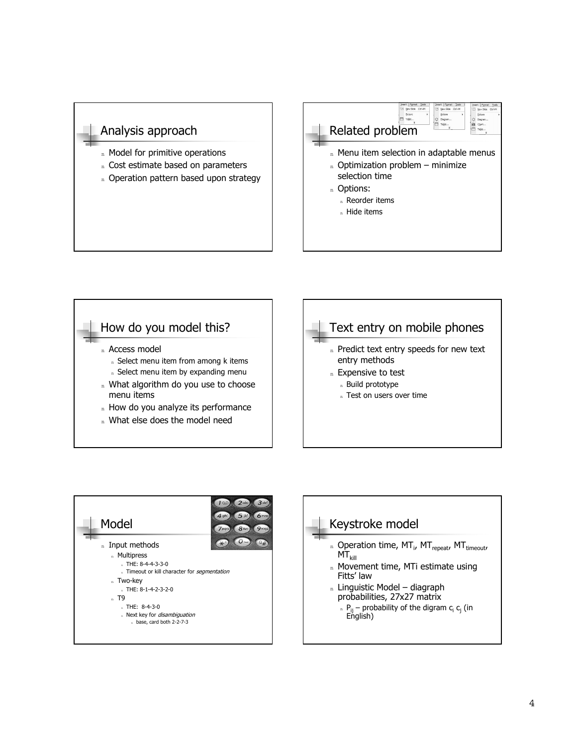## Analysis approach

- Model for primitive operations
- Cost estimate based on parameters
- Operation pattern based upon strategy

## Related problem

- Menu item selection in adaptable menus
- Optimization problem – minimize selection time
- Options:
  - Reorder items
  - Hide items

## How do you model this?

- Access model
  - Select menu item from among k items
  - Select menu item by expanding menu
- What algorithm do you use to choose menu items
- How do you analyze its performance
- What else does the model need

## Text entry on mobile phones

- Predict text entry speeds for new text entry methods
- Expensive to test
  - Build prototype
  - Test on users over time

## Model

- Input methods
  - Multipress
    - THE: 8-4-4-3-3-0
    - Timeout or kill character for *segmentation*
  - Two-key
    - THE: 8-1-4-2-3-2-0
  - T9
    - THE: 8-4-3-0
    - Next key for *disambiguation*
      - base, card both 2-2-7-3

## Keystroke model

- Operation time, $MT_i$, $MT_{repeat}$, $MT_{timeout}$, $MT_{kill}$
- Movement time, MTi estimate using Fitts' law
- Linguistic Model – diagraph probabilities, 27x27 matrix
  - $P_{ij}$ – probability of the digram $c_i$ $c_j$ (in English)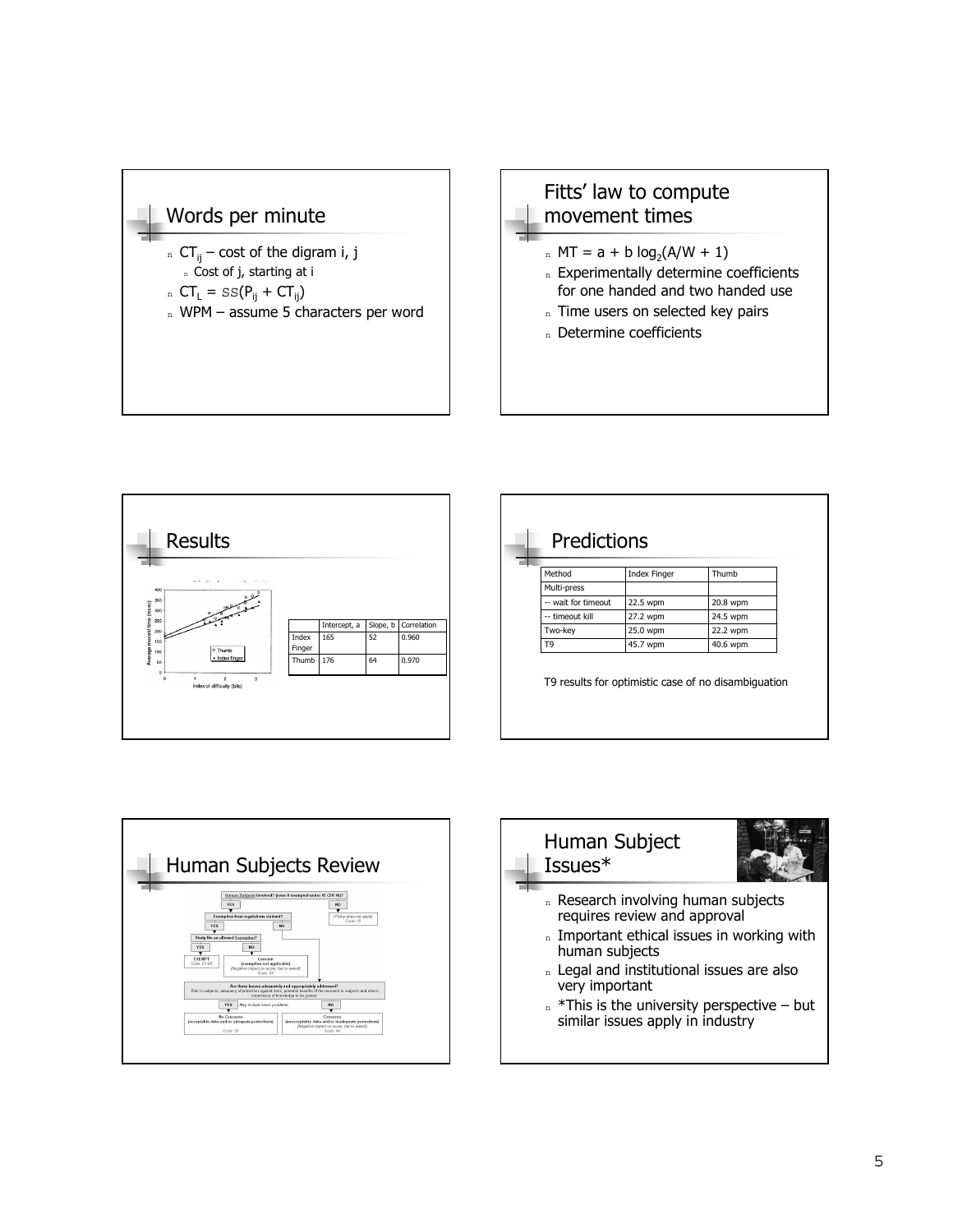## Words per minute

- $CT_{ij}$ – cost of the digram i, j
  - Cost of j, starting at i
- $CT_L$ = SS($P_{ij}$ + $CT_{ij}$)
- WPM – assume 5 characters per word

## Fitts' law to compute movement times

- $MT = a + b \log_2(A/W + 1)$
- Experimentally determine coefficients for one handed and two handed use
- Time users on selected key pairs
- Determine coefficients

## Results

| | Intercept, a | Slope, b | Correlation |
|---|---|---|---|
| Index Finger | 165 | 52 | 0.960 |
| Thumb | 176 | 64 | 0.970 |

## Predictions

| Method | Index Finger | Thumb |
|---|---|---|
| Multi-press | | |
| -- wait for timeout | 22.5 wpm | 20.8 wpm |
| -- timeout kill | 27.2 wpm | 24.5 wpm |
| Two-key | 25.0 wpm | 22.2 wpm |
| T9 | 45.7 wpm | 40.6 wpm |

T9 results for optimistic case of no disambiguation

## Human Subjects Review

## Human Subject Issues*

- Research involving human subjects requires review and approval
- Important ethical issues in working with human subjects
- Legal and institutional issues are also very important
- *This is the university perspective – but similar issues apply in industry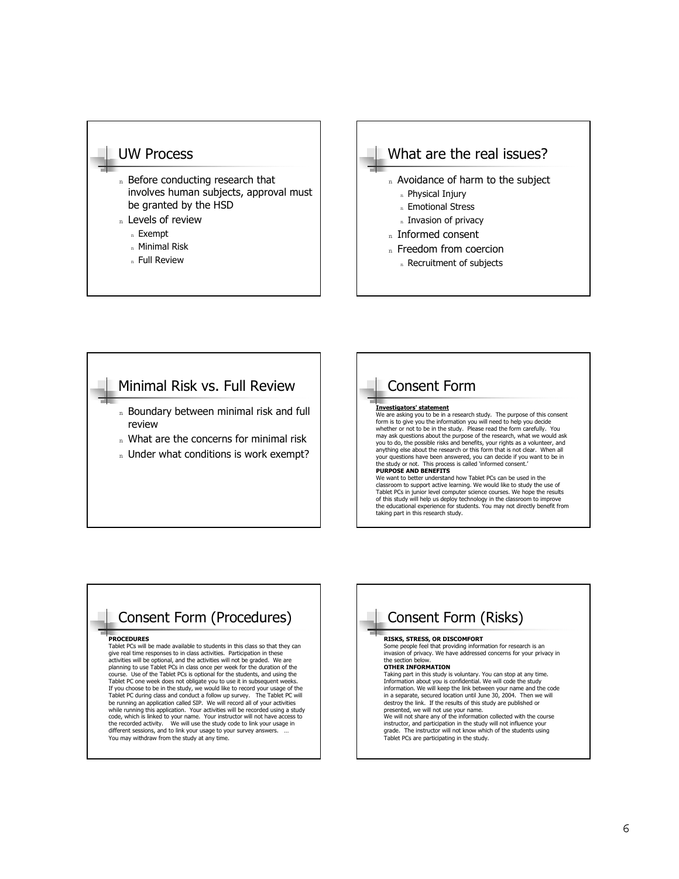## UW Process

- Before conducting research that involves human subjects, approval must be granted by the HSD
- Levels of review
  - Exempt
  - Minimal Risk
  - Full Review

## What are the real issues?

- Avoidance of harm to the subject
  - Physical Injury
  - Emotional Stress
  - Invasion of privacy
- Informed consent
- Freedom from coercion
  - Recruitment of subjects

## Minimal Risk vs. Full Review

- Boundary between minimal risk and full review
- What are the concerns for minimal risk
- Under what conditions is work exempt?

## Consent Form

**Investigators' statement**

We are asking you to be in a research study. The purpose of this consent form is to give you the information you will need to help you decide whether or not to be in the study. Please read the form carefully. You may ask questions about the purpose of the research, what we would ask you to do, the possible risks and benefits, your rights as a volunteer, and anything else about the research or this form that is not clear. When all your questions have been answered, you can decide if you want to be in the study or not. This process is called 'informed consent.'

**PURPOSE AND BENEFITS**

We want to better understand how Tablet PCs can be used in the classroom to support active learning. We would like to study the use of Tablet PCs in junior level computer science courses. We hope the results of this study will help us deploy technology in the classroom to improve the educational experience for students. You may not directly benefit from taking part in this research study.

## Consent Form (Procedures)

**PROCEDURES**

Tablet PCs will be made available to students in this class so that they can give real time responses to in class activities. Participation in these activities will be optional, and the activities will not be graded. We are planning to use Tablet PCs in class once per week for the duration of the course. Use of the Tablet PCs is optional for the students, and using the Tablet PC one week does not obligate you to use it in subsequent weeks. If you choose to be in the study, we would like to record your usage of the Tablet PC during class and conduct a follow up survey. The Tablet PC will be running an application called SIP. We will record all of your activities while running this application. Your activities will be recorded using a study code, which is linked to your name. Your instructor will not have access to the recorded activity. We will use the study code to link your usage in different sessions, and to link your usage to your survey answers. …
You may withdraw from the study at any time.

## Consent Form (Risks)

**RISKS, STRESS, OR DISCOMFORT**

Some people feel that providing information for research is an invasion of privacy. We have addressed concerns for your privacy in the section below.

**OTHER INFORMATION**

Taking part in this study is voluntary. You can stop at any time. Information about you is confidential. We will code the study information. We will keep the link between your name and the code in a separate, secured location until June 30, 2004. Then we will destroy the link. If the results of this study are published or presented, we will not use your name.
We will not share any of the information collected with the course instructor, and participation in the study will not influence your grade. The instructor will not know which of the students using Tablet PCs are participating in the study.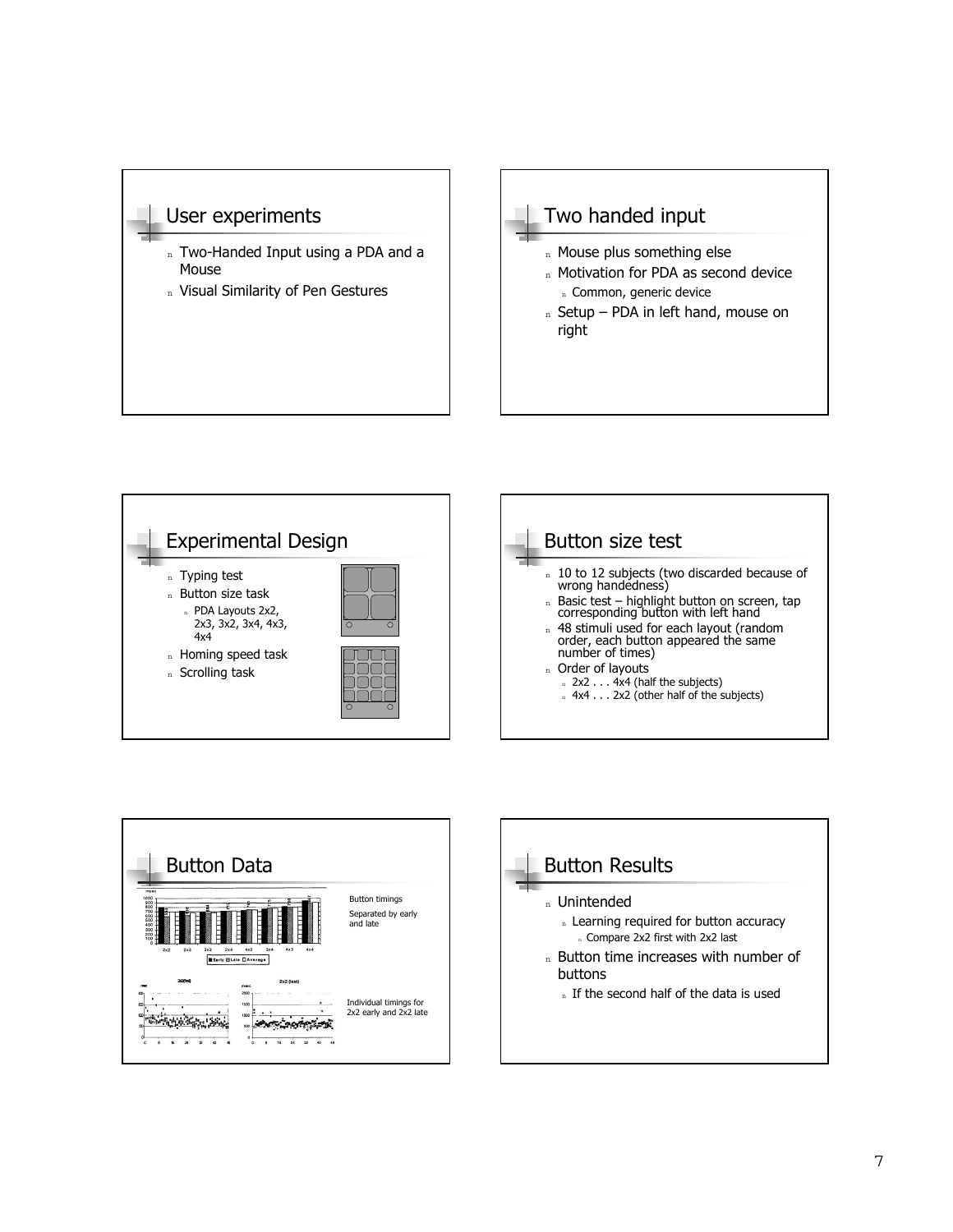## User experiments

- Two-Handed Input using a PDA and a Mouse
- Visual Similarity of Pen Gestures

## Two handed input

- Mouse plus something else
- Motivation for PDA as second device
  - Common, generic device
- Setup – PDA in left hand, mouse on right

## Experimental Design

- Typing test
- Button size task
  - PDA Layouts 2x2, 2x3, 3x2, 3x4, 4x3, 4x4
- Homing speed task
- Scrolling task

## Button size test

- 10 to 12 subjects (two discarded because of wrong handedness)
- Basic test – highlight button on screen, tap corresponding button with left hand
- 48 stimuli used for each layout (random order, each button appeared the same number of times)
- Order of layouts
  - 2x2 . . . 4x4 (half the subjects)
  - 4x4 . . . 2x2 (other half of the subjects)

## Button Data

Button timings

Separated by early and late

Individual timings for 2x2 early and 2x2 late

## Button Results

- Unintended
  - Learning required for button accuracy
    - Compare 2x2 first with 2x2 last
- Button time increases with number of buttons
  - If the second half of the data is used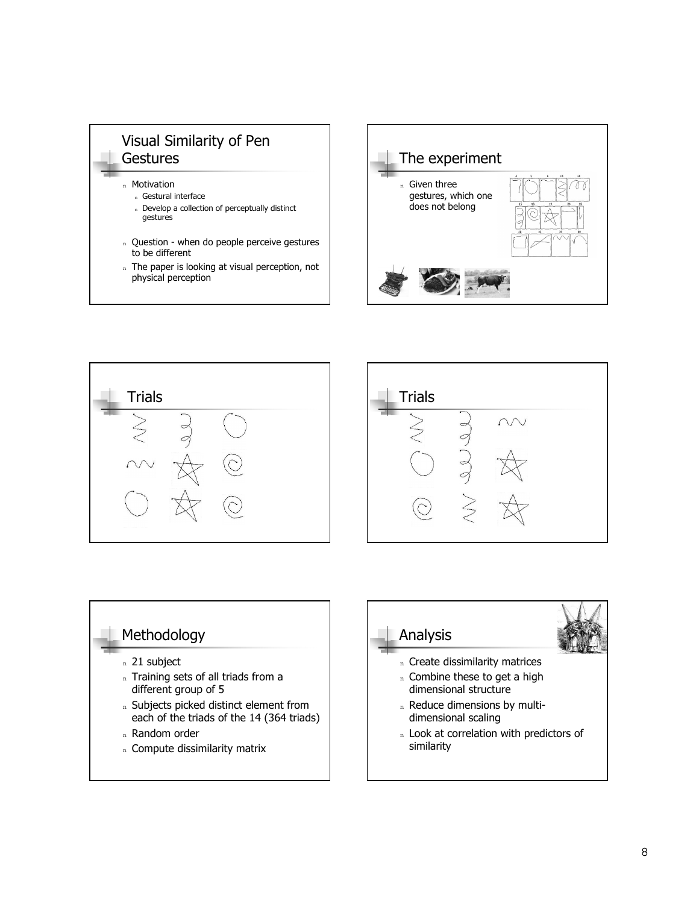## Visual Similarity of Pen Gestures

- Motivation
  - Gestural interface
  - Develop a collection of perceptually distinct gestures
- Question - when do people perceive gestures to be different
- The paper is looking at visual perception, not physical perception

## The experiment

- Given three gestures, which one does not belong

## Trials

## Trials

## Methodology

- 21 subject
- Training sets of all triads from a different group of 5
- Subjects picked distinct element from each of the triads of the 14 (364 triads)
- Random order
- Compute dissimilarity matrix

## Analysis

- Create dissimilarity matrices
- Combine these to get a high dimensional structure
- Reduce dimensions by multi-dimensional scaling
- Look at correlation with predictors of similarity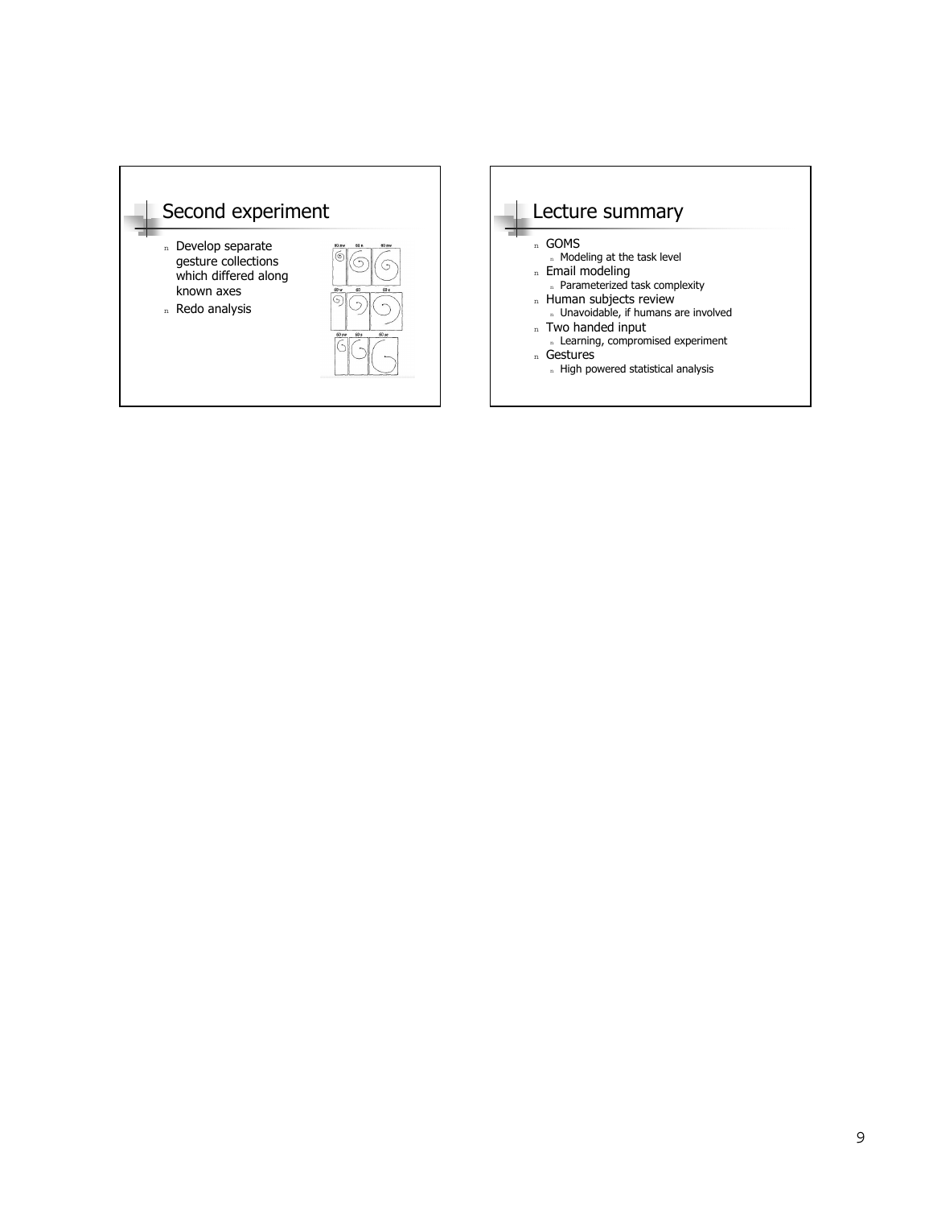## Second experiment

- Develop separate gesture collections which differed along known axes
- Redo analysis

60 mw 60 n 60 mw
60 w 60 60 c
60 pw 60 s 60 pc

## Lecture summary

- GOMS
  - Modeling at the task level
- Email modeling
  - Parameterized task complexity
- Human subjects review
  - Unavoidable, if humans are involved
- Two handed input
  - Learning, compromised experiment
- Gestures
  - High powered statistical analysis